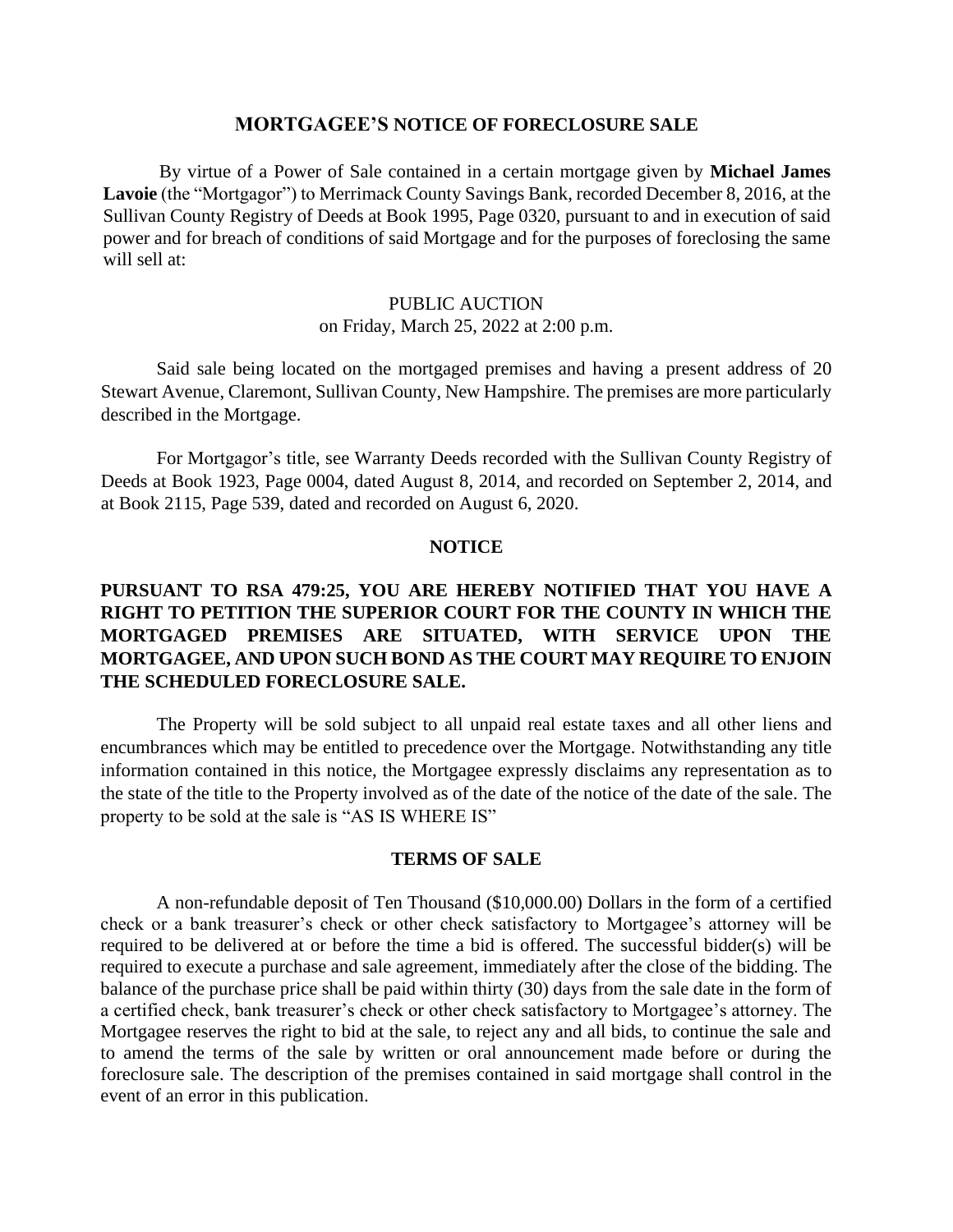# MORTGAGEE'S NOTICE OF FORECLOSURE SALE

By virtue of a Power of Sale contained in a certain mortgage given by **Michael James Lavoie** (the "Mortgagor") to Merrimack County Savings Bank, recorded December 8, 2016, at the Sullivan County Registry of Deeds at Book 1995, Page 0320, pursuant to and in execution of said power and for breach of conditions of said Mortgage and for the purposes of foreclosing the same will sell at:

PUBLIC AUCTION
on Friday, March 25, 2022 at 2:00 p.m.

Said sale being located on the mortgaged premises and having a present address of 20 Stewart Avenue, Claremont, Sullivan County, New Hampshire. The premises are more particularly described in the Mortgage.

For Mortgagor's title, see Warranty Deeds recorded with the Sullivan County Registry of Deeds at Book 1923, Page 0004, dated August 8, 2014, and recorded on September 2, 2014, and at Book 2115, Page 539, dated and recorded on August 6, 2020.

## NOTICE

**PURSUANT TO RSA 479:25, YOU ARE HEREBY NOTIFIED THAT YOU HAVE A RIGHT TO PETITION THE SUPERIOR COURT FOR THE COUNTY IN WHICH THE MORTGAGED PREMISES ARE SITUATED, WITH SERVICE UPON THE MORTGAGEE, AND UPON SUCH BOND AS THE COURT MAY REQUIRE TO ENJOIN THE SCHEDULED FORECLOSURE SALE.**

The Property will be sold subject to all unpaid real estate taxes and all other liens and encumbrances which may be entitled to precedence over the Mortgage. Notwithstanding any title information contained in this notice, the Mortgagee expressly disclaims any representation as to the state of the title to the Property involved as of the date of the notice of the date of the sale. The property to be sold at the sale is "AS IS WHERE IS"

## TERMS OF SALE

A non-refundable deposit of Ten Thousand ($10,000.00) Dollars in the form of a certified check or a bank treasurer's check or other check satisfactory to Mortgagee's attorney will be required to be delivered at or before the time a bid is offered. The successful bidder(s) will be required to execute a purchase and sale agreement, immediately after the close of the bidding. The balance of the purchase price shall be paid within thirty (30) days from the sale date in the form of a certified check, bank treasurer's check or other check satisfactory to Mortgagee's attorney. The Mortgagee reserves the right to bid at the sale, to reject any and all bids, to continue the sale and to amend the terms of the sale by written or oral announcement made before or during the foreclosure sale. The description of the premises contained in said mortgage shall control in the event of an error in this publication.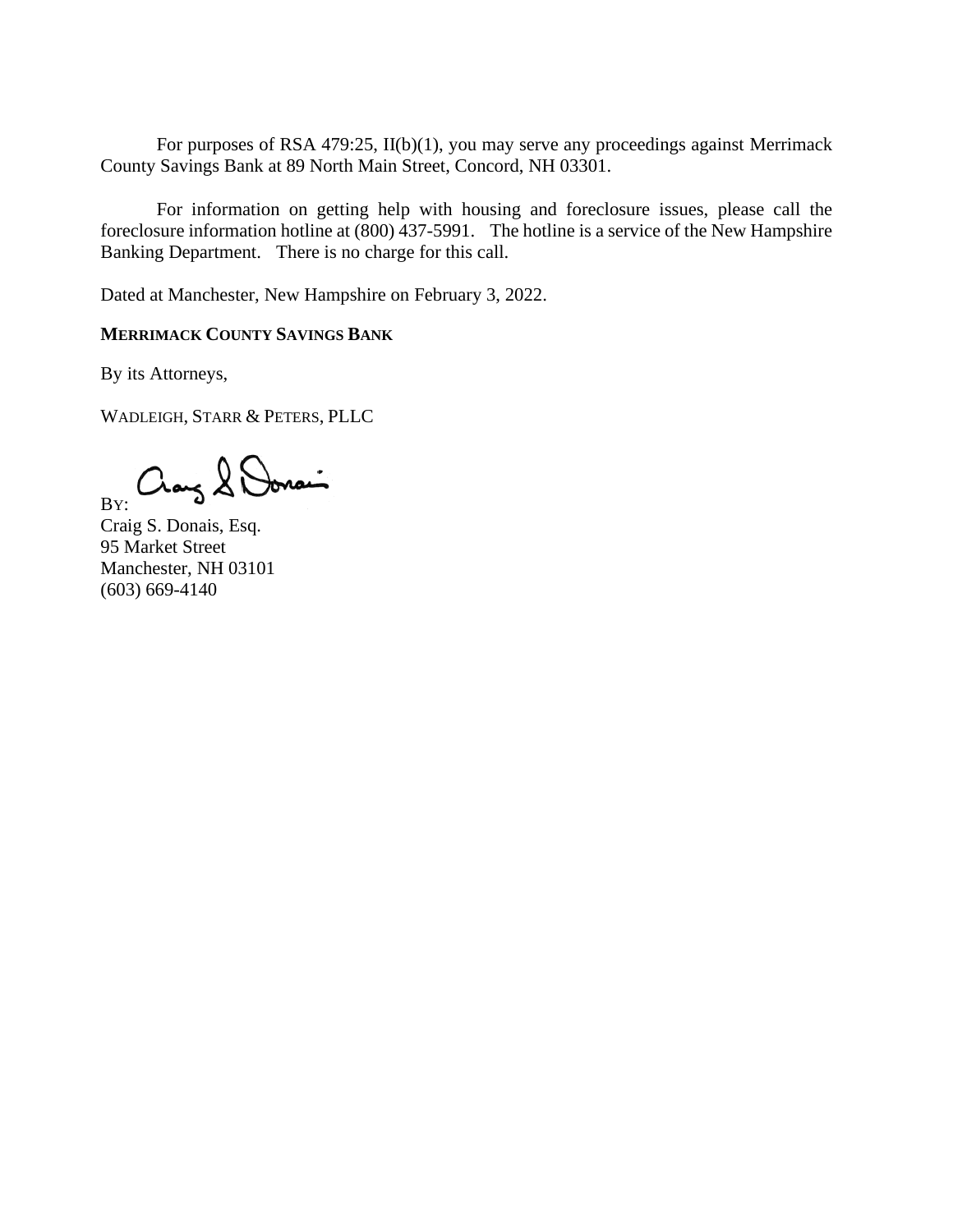For purposes of RSA 479:25, II(b)(1), you may serve any proceedings against Merrimack County Savings Bank at 89 North Main Street, Concord, NH 03301.

For information on getting help with housing and foreclosure issues, please call the foreclosure information hotline at (800) 437-5991. The hotline is a service of the New Hampshire Banking Department. There is no charge for this call.

Dated at Manchester, New Hampshire on February 3, 2022.

**MERRIMACK COUNTY SAVINGS BANK**

By its Attorneys,

WADLEIGH, STARR & PETERS, PLLC

BY:

Craig S. Donais, Esq.
95 Market Street
Manchester, NH 03101
(603) 669-4140